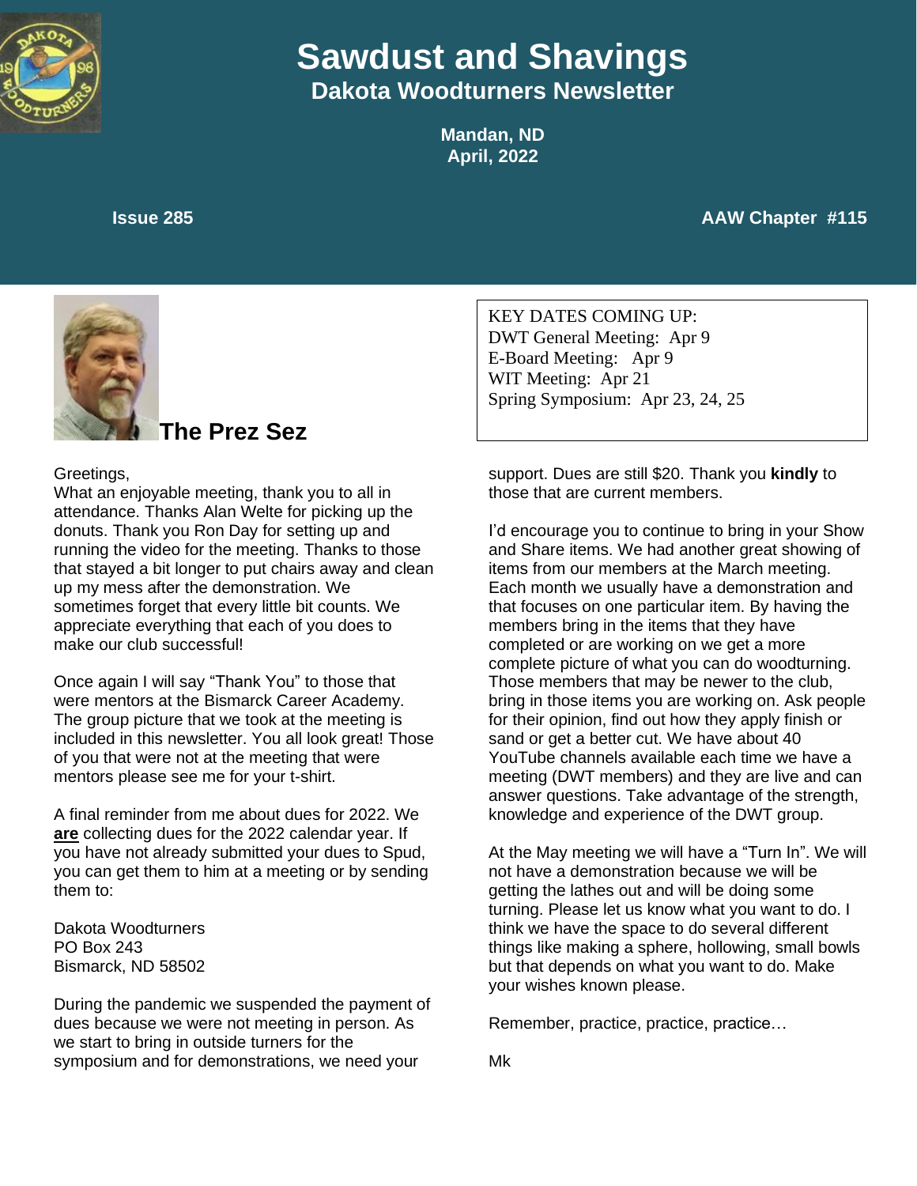# Sawdust and Shavings

## Dakota Woodturners Newsletter

**Mandan, ND**
**April, 2022**

**Issue 285** **AAW Chapter #115**

KEY DATES COMING UP:
DWT General Meeting: Apr 9
E-Board Meeting: Apr 9
WIT Meeting: Apr 21
Spring Symposium: Apr 23, 24, 25

## The Prez Sez

Greetings,
What an enjoyable meeting, thank you to all in attendance. Thanks Alan Welte for picking up the donuts. Thank you Ron Day for setting up and running the video for the meeting. Thanks to those that stayed a bit longer to put chairs away and clean up my mess after the demonstration. We sometimes forget that every little bit counts. We appreciate everything that each of you does to make our club successful!

Once again I will say "Thank You" to those that were mentors at the Bismarck Career Academy. The group picture that we took at the meeting is included in this newsletter. You all look great! Those of you that were not at the meeting that were mentors please see me for your t-shirt.

A final reminder from me about dues for 2022. We **are** collecting dues for the 2022 calendar year. If you have not already submitted your dues to Spud, you can get them to him at a meeting or by sending them to:

Dakota Woodturners
PO Box 243
Bismarck, ND 58502

During the pandemic we suspended the payment of dues because we were not meeting in person. As we start to bring in outside turners for the symposium and for demonstrations, we need your support. Dues are still $20. Thank you **kindly** to those that are current members.

I'd encourage you to continue to bring in your Show and Share items. We had another great showing of items from our members at the March meeting. Each month we usually have a demonstration and that focuses on one particular item. By having the members bring in the items that they have completed or are working on we get a more complete picture of what you can do woodturning. Those members that may be newer to the club, bring in those items you are working on. Ask people for their opinion, find out how they apply finish or sand or get a better cut. We have about 40 YouTube channels available each time we have a meeting (DWT members) and they are live and can answer questions. Take advantage of the strength, knowledge and experience of the DWT group.

At the May meeting we will have a "Turn In". We will not have a demonstration because we will be getting the lathes out and will be doing some turning. Please let us know what you want to do. I think we have the space to do several different things like making a sphere, hollowing, small bowls but that depends on what you want to do. Make your wishes known please.

Remember, practice, practice, practice…

Mk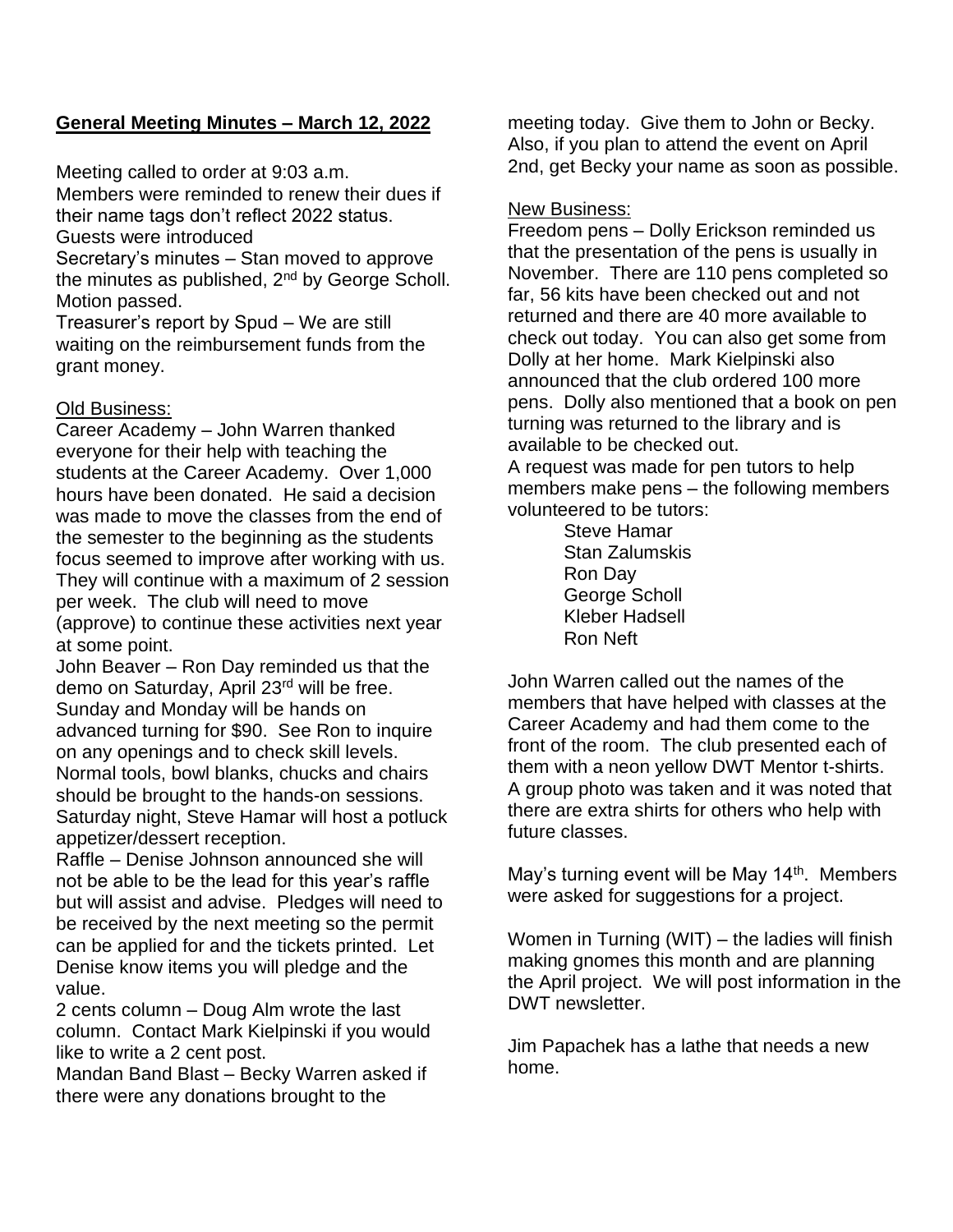## General Meeting Minutes – March 12, 2022

Meeting called to order at 9:03 a.m.
Members were reminded to renew their dues if their name tags don't reflect 2022 status.
Guests were introduced
Secretary's minutes – Stan moved to approve the minutes as published, 2nd by George Scholl. Motion passed.
Treasurer's report by Spud – We are still waiting on the reimbursement funds from the grant money.

Old Business:

Career Academy – John Warren thanked everyone for their help with teaching the students at the Career Academy. Over 1,000 hours have been donated. He said a decision was made to move the classes from the end of the semester to the beginning as the students focus seemed to improve after working with us. They will continue with a maximum of 2 session per week. The club will need to move (approve) to continue these activities next year at some point.
John Beaver – Ron Day reminded us that the demo on Saturday, April 23rd will be free. Sunday and Monday will be hands on advanced turning for $90. See Ron to inquire on any openings and to check skill levels. Normal tools, bowl blanks, chucks and chairs should be brought to the hands-on sessions. Saturday night, Steve Hamar will host a potluck appetizer/dessert reception.
Raffle – Denise Johnson announced she will not be able to be the lead for this year's raffle but will assist and advise. Pledges will need to be received by the next meeting so the permit can be applied for and the tickets printed. Let Denise know items you will pledge and the value.
2 cents column – Doug Alm wrote the last column. Contact Mark Kielpinski if you would like to write a 2 cent post.
Mandan Band Blast – Becky Warren asked if there were any donations brought to the meeting today. Give them to John or Becky. Also, if you plan to attend the event on April 2nd, get Becky your name as soon as possible.

New Business:

Freedom pens – Dolly Erickson reminded us that the presentation of the pens is usually in November. There are 110 pens completed so far, 56 kits have been checked out and not returned and there are 40 more available to check out today. You can also get some from Dolly at her home. Mark Kielpinski also announced that the club ordered 100 more pens. Dolly also mentioned that a book on pen turning was returned to the library and is available to be checked out.
A request was made for pen tutors to help members make pens – the following members volunteered to be tutors:

Steve Hamar
Stan Zalumskis
Ron Day
George Scholl
Kleber Hadsell
Ron Neft

John Warren called out the names of the members that have helped with classes at the Career Academy and had them come to the front of the room. The club presented each of them with a neon yellow DWT Mentor t-shirts. A group photo was taken and it was noted that there are extra shirts for others who help with future classes.

May's turning event will be May 14th. Members were asked for suggestions for a project.

Women in Turning (WIT) – the ladies will finish making gnomes this month and are planning the April project. We will post information in the DWT newsletter.

Jim Papachek has a lathe that needs a new home.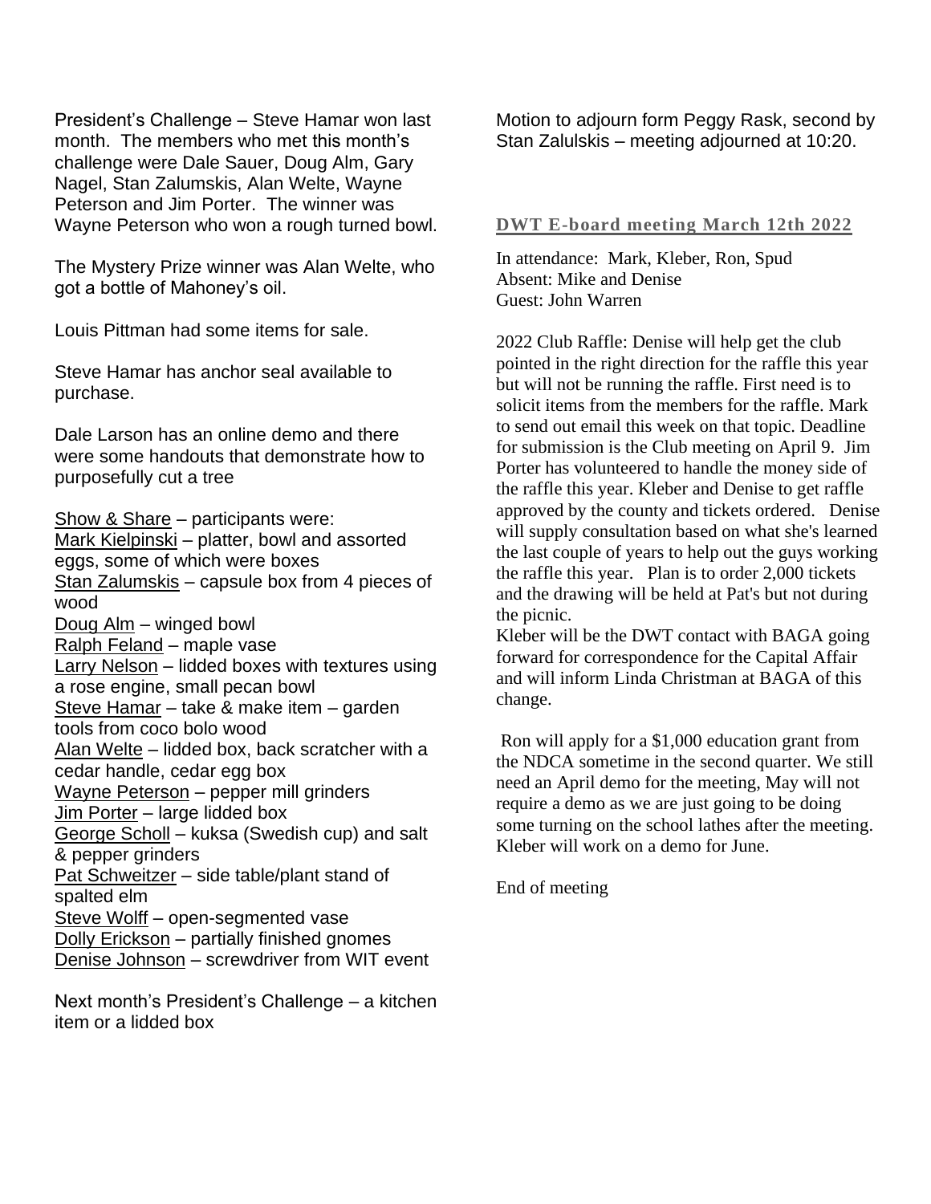President's Challenge – Steve Hamar won last month. The members who met this month's challenge were Dale Sauer, Doug Alm, Gary Nagel, Stan Zalumskis, Alan Welte, Wayne Peterson and Jim Porter. The winner was Wayne Peterson who won a rough turned bowl.

The Mystery Prize winner was Alan Welte, who got a bottle of Mahoney's oil.

Louis Pittman had some items for sale.

Steve Hamar has anchor seal available to purchase.

Dale Larson has an online demo and there were some handouts that demonstrate how to purposefully cut a tree

Show & Share – participants were:
Mark Kielpinski – platter, bowl and assorted eggs, some of which were boxes
Stan Zalumskis – capsule box from 4 pieces of wood
Doug Alm – winged bowl
Ralph Feland – maple vase
Larry Nelson – lidded boxes with textures using a rose engine, small pecan bowl
Steve Hamar – take & make item – garden tools from coco bolo wood
Alan Welte – lidded box, back scratcher with a cedar handle, cedar egg box
Wayne Peterson – pepper mill grinders
Jim Porter – large lidded box
George Scholl – kuksa (Swedish cup) and salt & pepper grinders
Pat Schweitzer – side table/plant stand of spalted elm
Steve Wolff – open-segmented vase
Dolly Erickson – partially finished gnomes
Denise Johnson – screwdriver from WIT event

Next month's President's Challenge – a kitchen item or a lidded box

Motion to adjourn form Peggy Rask, second by Stan Zalulskis – meeting adjourned at 10:20.

## DWT E-board meeting March 12th 2022

In attendance: Mark, Kleber, Ron, Spud
Absent: Mike and Denise
Guest: John Warren

2022 Club Raffle: Denise will help get the club pointed in the right direction for the raffle this year but will not be running the raffle. First need is to solicit items from the members for the raffle. Mark to send out email this week on that topic. Deadline for submission is the Club meeting on April 9. Jim Porter has volunteered to handle the money side of the raffle this year. Kleber and Denise to get raffle approved by the county and tickets ordered. Denise will supply consultation based on what she's learned the last couple of years to help out the guys working the raffle this year. Plan is to order 2,000 tickets and the drawing will be held at Pat's but not during the picnic.
Kleber will be the DWT contact with BAGA going forward for correspondence for the Capital Affair and will inform Linda Christman at BAGA of this change.

Ron will apply for a $1,000 education grant from the NDCA sometime in the second quarter. We still need an April demo for the meeting, May will not require a demo as we are just going to be doing some turning on the school lathes after the meeting. Kleber will work on a demo for June.

End of meeting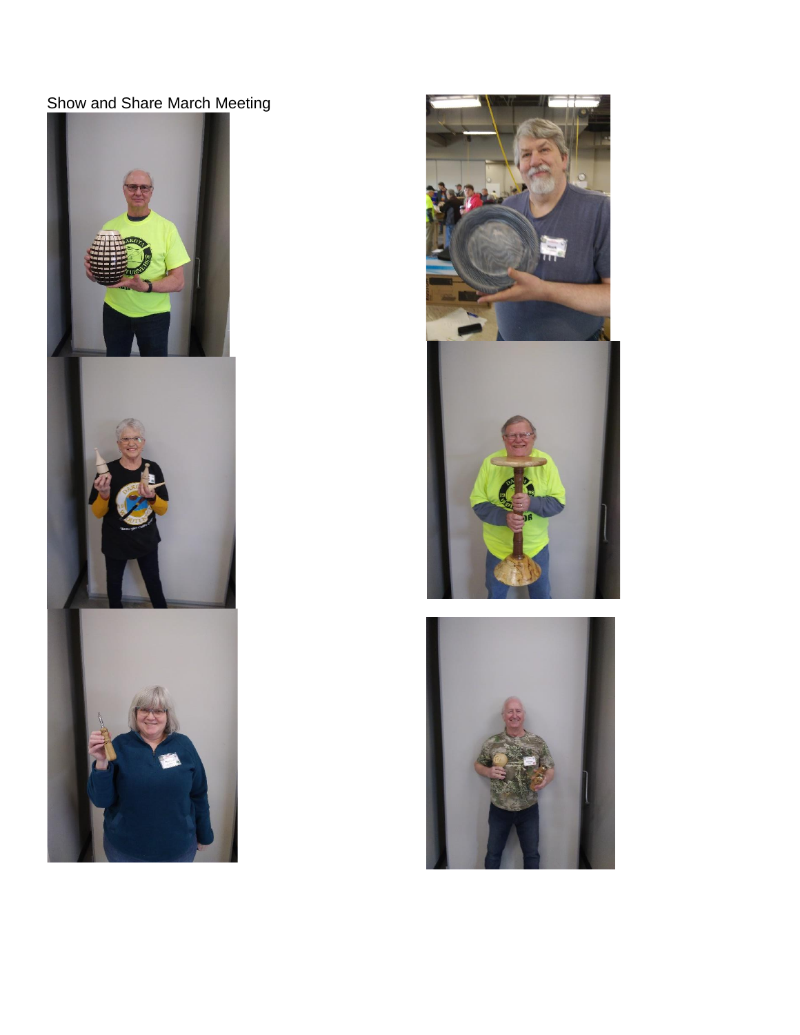Show and Share March Meeting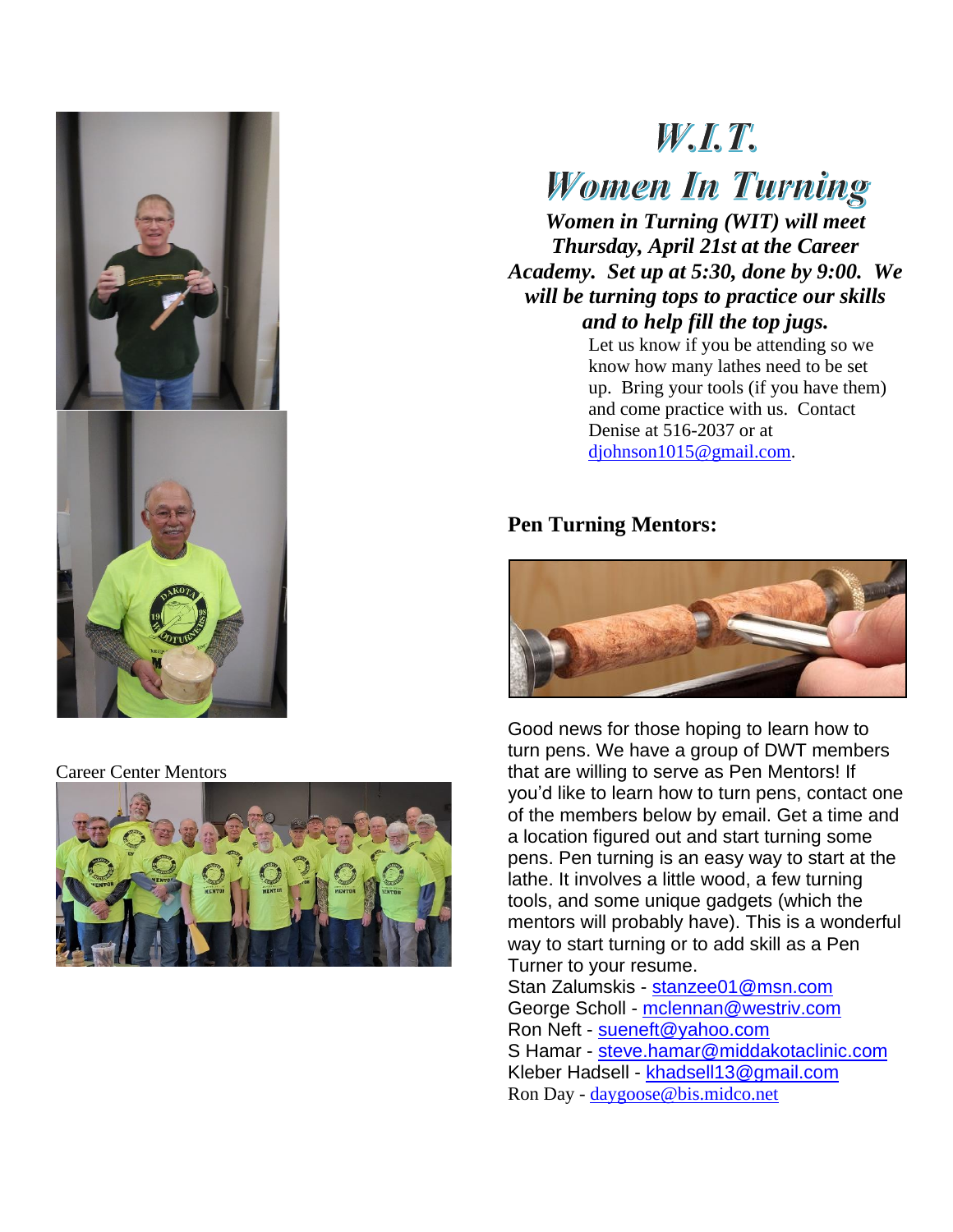Career Center Mentors

# W.I.T.

# Women In Turning

***Women in Turning (WIT) will meet Thursday, April 21st at the Career Academy. Set up at 5:30, done by 9:00. We will be turning tops to practice our skills and to help fill the top jugs.***

Let us know if you be attending so we know how many lathes need to be set up. Bring your tools (if you have them) and come practice with us. Contact Denise at 516-2037 or at djohnson1015@gmail.com.

## Pen Turning Mentors:

Good news for those hoping to learn how to turn pens. We have a group of DWT members that are willing to serve as Pen Mentors! If you'd like to learn how to turn pens, contact one of the members below by email. Get a time and a location figured out and start turning some pens. Pen turning is an easy way to start at the lathe. It involves a little wood, a few turning tools, and some unique gadgets (which the mentors will probably have). This is a wonderful way to start turning or to add skill as a Pen Turner to your resume.

Stan Zalumskis - stanzee01@msn.com
George Scholl - mclennan@westriv.com
Ron Neft - sueneft@yahoo.com
S Hamar - steve.hamar@middakotaclinic.com
Kleber Hadsell - khadsell13@gmail.com
Ron Day - daygoose@bis.midco.net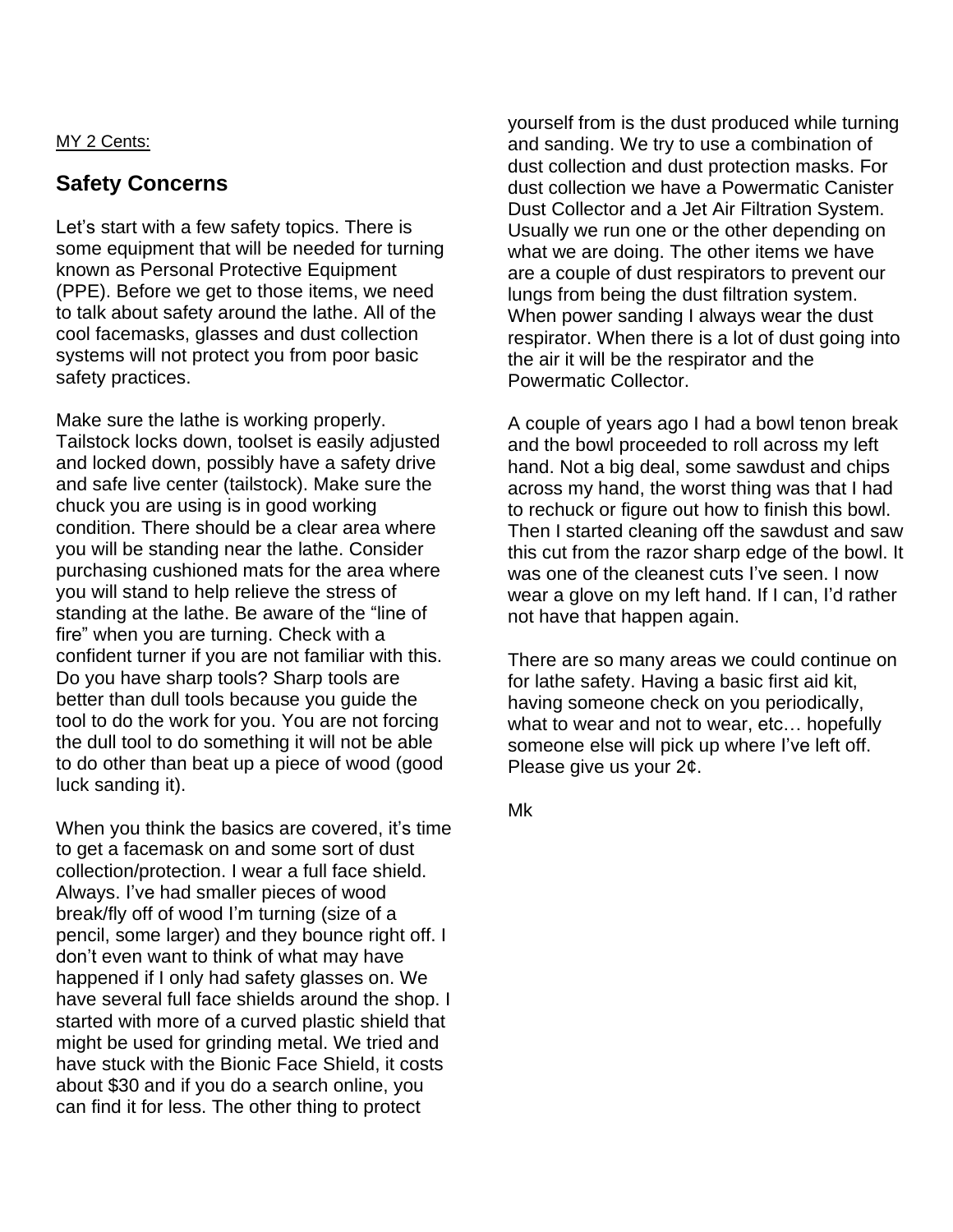MY 2 Cents:

## Safety Concerns

Let's start with a few safety topics. There is some equipment that will be needed for turning known as Personal Protective Equipment (PPE). Before we get to those items, we need to talk about safety around the lathe. All of the cool facemasks, glasses and dust collection systems will not protect you from poor basic safety practices.

Make sure the lathe is working properly. Tailstock locks down, toolset is easily adjusted and locked down, possibly have a safety drive and safe live center (tailstock). Make sure the chuck you are using is in good working condition. There should be a clear area where you will be standing near the lathe. Consider purchasing cushioned mats for the area where you will stand to help relieve the stress of standing at the lathe. Be aware of the "line of fire" when you are turning. Check with a confident turner if you are not familiar with this. Do you have sharp tools? Sharp tools are better than dull tools because you guide the tool to do the work for you. You are not forcing the dull tool to do something it will not be able to do other than beat up a piece of wood (good luck sanding it).

When you think the basics are covered, it's time to get a facemask on and some sort of dust collection/protection. I wear a full face shield. Always. I've had smaller pieces of wood break/fly off of wood I'm turning (size of a pencil, some larger) and they bounce right off. I don't even want to think of what may have happened if I only had safety glasses on. We have several full face shields around the shop. I started with more of a curved plastic shield that might be used for grinding metal. We tried and have stuck with the Bionic Face Shield, it costs about $30 and if you do a search online, you can find it for less. The other thing to protect yourself from is the dust produced while turning and sanding. We try to use a combination of dust collection and dust protection masks. For dust collection we have a Powermatic Canister Dust Collector and a Jet Air Filtration System. Usually we run one or the other depending on what we are doing. The other items we have are a couple of dust respirators to prevent our lungs from being the dust filtration system. When power sanding I always wear the dust respirator. When there is a lot of dust going into the air it will be the respirator and the Powermatic Collector.

A couple of years ago I had a bowl tenon break and the bowl proceeded to roll across my left hand. Not a big deal, some sawdust and chips across my hand, the worst thing was that I had to rechuck or figure out how to finish this bowl. Then I started cleaning off the sawdust and saw this cut from the razor sharp edge of the bowl. It was one of the cleanest cuts I've seen. I now wear a glove on my left hand. If I can, I'd rather not have that happen again.

There are so many areas we could continue on for lathe safety. Having a basic first aid kit, having someone check on you periodically, what to wear and not to wear, etc… hopefully someone else will pick up where I've left off. Please give us your 2¢.

Mk